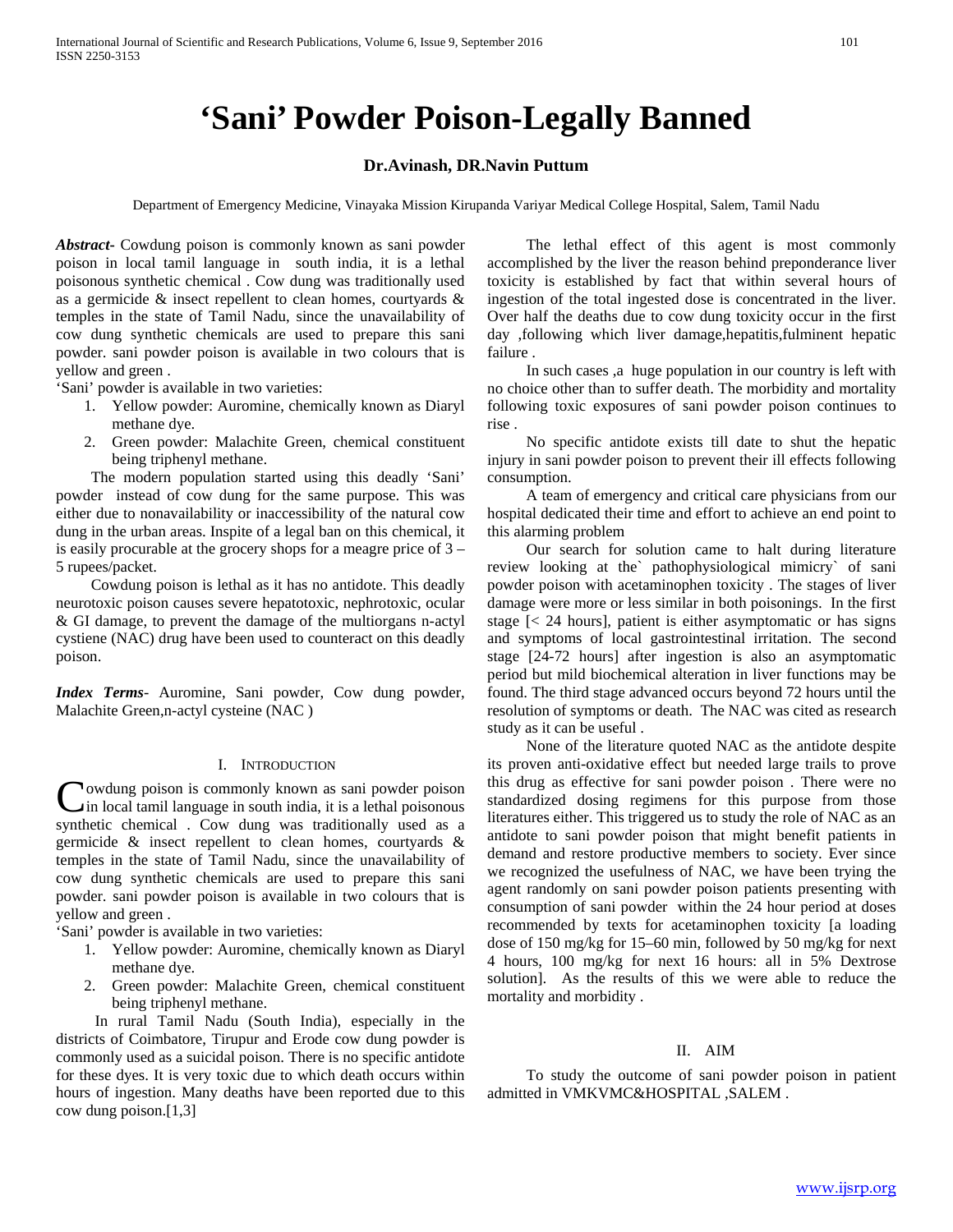# 'Sani' Powder Poison-Legally Banned

**Dr.Avinash, DR.Navin Puttum**

Department of Emergency Medicine, Vinayaka Mission Kirupanda Variyar Medical College Hospital, Salem, Tamil Nadu

***Abstract***- Cowdung poison is commonly known as sani powder poison in local tamil language in south india, it is a lethal poisonous synthetic chemical . Cow dung was traditionally used as a germicide & insect repellent to clean homes, courtyards & temples in the state of Tamil Nadu, since the unavailability of cow dung synthetic chemicals are used to prepare this sani powder. sani powder poison is available in two colours that is yellow and green .

'Sani' powder is available in two varieties:

1. Yellow powder: Auromine, chemically known as Diaryl methane dye.
2. Green powder: Malachite Green, chemical constituent being triphenyl methane.

The modern population started using this deadly 'Sani' powder instead of cow dung for the same purpose. This was either due to nonavailability or inaccessibility of the natural cow dung in the urban areas. Inspite of a legal ban on this chemical, it is easily procurable at the grocery shops for a meagre price of 3 – 5 rupees/packet.

Cowdung poison is lethal as it has no antidote. This deadly neurotoxic poison causes severe hepatotoxic, nephrotoxic, ocular & GI damage, to prevent the damage of the multiorgans n-actyl cystiene (NAC) drug have been used to counteract on this deadly poison.

***Index Terms***- Auromine, Sani powder, Cow dung powder, Malachite Green,n-actyl cysteine (NAC )

## I. Introduction

Cowdung poison is commonly known as sani powder poison in local tamil language in south india, it is a lethal poisonous synthetic chemical . Cow dung was traditionally used as a germicide & insect repellent to clean homes, courtyards & temples in the state of Tamil Nadu, since the unavailability of cow dung synthetic chemicals are used to prepare this sani powder. sani powder poison is available in two colours that is yellow and green .

'Sani' powder is available in two varieties:

1. Yellow powder: Auromine, chemically known as Diaryl methane dye.
2. Green powder: Malachite Green, chemical constituent being triphenyl methane.

In rural Tamil Nadu (South India), especially in the districts of Coimbatore, Tirupur and Erode cow dung powder is commonly used as a suicidal poison. There is no specific antidote for these dyes. It is very toxic due to which death occurs within hours of ingestion. Many deaths have been reported due to this cow dung poison.[1,3]

The lethal effect of this agent is most commonly accomplished by the liver the reason behind preponderance liver toxicity is established by fact that within several hours of ingestion of the total ingested dose is concentrated in the liver. Over half the deaths due to cow dung toxicity occur in the first day ,following which liver damage,hepatitis,fulminent hepatic failure .

In such cases ,a huge population in our country is left with no choice other than to suffer death. The morbidity and mortality following toxic exposures of sani powder poison continues to rise .

No specific antidote exists till date to shut the hepatic injury in sani powder poison to prevent their ill effects following consumption.

A team of emergency and critical care physicians from our hospital dedicated their time and effort to achieve an end point to this alarming problem

Our search for solution came to halt during literature review looking at the` pathophysiological mimicry` of sani powder poison with acetaminophen toxicity . The stages of liver damage were more or less similar in both poisonings. In the first stage [< 24 hours], patient is either asymptomatic or has signs and symptoms of local gastrointestinal irritation. The second stage [24-72 hours] after ingestion is also an asymptomatic period but mild biochemical alteration in liver functions may be found. The third stage advanced occurs beyond 72 hours until the resolution of symptoms or death. The NAC was cited as research study as it can be useful .

None of the literature quoted NAC as the antidote despite its proven anti-oxidative effect but needed large trails to prove this drug as effective for sani powder poison . There were no standardized dosing regimens for this purpose from those literatures either. This triggered us to study the role of NAC as an antidote to sani powder poison that might benefit patients in demand and restore productive members to society. Ever since we recognized the usefulness of NAC, we have been trying the agent randomly on sani powder poison patients presenting with consumption of sani powder within the 24 hour period at doses recommended by texts for acetaminophen toxicity [a loading dose of 150 mg/kg for 15–60 min, followed by 50 mg/kg for next 4 hours, 100 mg/kg for next 16 hours: all in 5% Dextrose solution]. As the results of this we were able to reduce the mortality and morbidity .

## II. Aim

To study the outcome of sani powder poison in patient admitted in VMKVMC&HOSPITAL ,SALEM .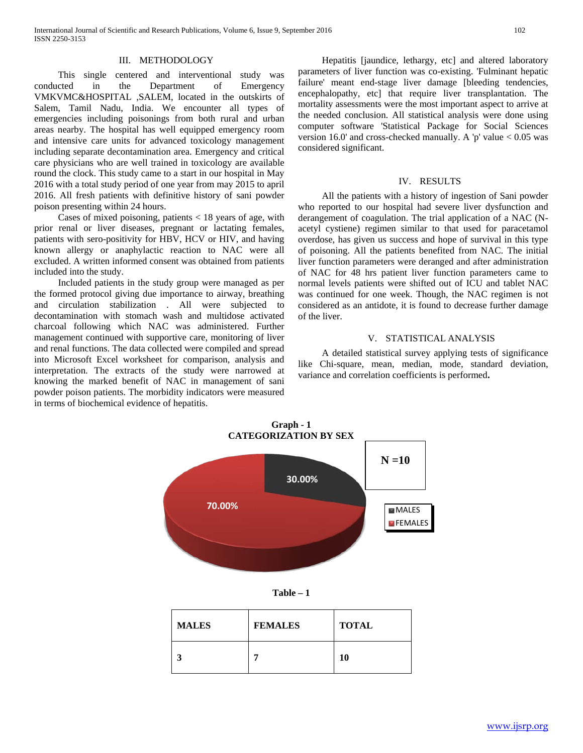## III. METHODOLOGY

This single centered and interventional study was conducted in the Department of Emergency VMKVMC&HOSPITAL ,SALEM, located in the outskirts of Salem, Tamil Nadu, India. We encounter all types of emergencies including poisonings from both rural and urban areas nearby. The hospital has well equipped emergency room and intensive care units for advanced toxicology management including separate decontamination area. Emergency and critical care physicians who are well trained in toxicology are available round the clock. This study came to a start in our hospital in May 2016 with a total study period of one year from may 2015 to april 2016. All fresh patients with definitive history of sani powder poison presenting within 24 hours.

Cases of mixed poisoning, patients < 18 years of age, with prior renal or liver diseases, pregnant or lactating females, patients with sero-positivity for HBV, HCV or HIV, and having known allergy or anaphylactic reaction to NAC were all excluded. A written informed consent was obtained from patients included into the study.

Included patients in the study group were managed as per the formed protocol giving due importance to airway, breathing and circulation stabilization . All were subjected to decontamination with stomach wash and multidose activated charcoal following which NAC was administered. Further management continued with supportive care, monitoring of liver and renal functions. The data collected were compiled and spread into Microsoft Excel worksheet for comparison, analysis and interpretation. The extracts of the study were narrowed at knowing the marked benefit of NAC in management of sani powder poison patients. The morbidity indicators were measured in terms of biochemical evidence of hepatitis.

Hepatitis [jaundice, lethargy, etc] and altered laboratory parameters of liver function was co-existing. 'Fulminant hepatic failure' meant end-stage liver damage [bleeding tendencies, encephalopathy, etc] that require liver transplantation. The mortality assessments were the most important aspect to arrive at the needed conclusion. All statistical analysis were done using computer software 'Statistical Package for Social Sciences version 16.0' and cross-checked manually. A 'p' value < 0.05 was considered significant.

## IV. RESULTS

All the patients with a history of ingestion of Sani powder who reported to our hospital had severe liver dysfunction and derangement of coagulation. The trial application of a NAC (N-acetyl cystiene) regimen similar to that used for paracetamol overdose, has given us success and hope of survival in this type of poisoning. All the patients benefited from NAC. The initial liver function parameters were deranged and after administration of NAC for 48 hrs patient liver function parameters came to normal levels patients were shifted out of ICU and tablet NAC was continued for one week. Though, the NAC regimen is not considered as an antidote, it is found to decrease further damage of the liver.

## V. STATISTICAL ANALYSIS

A detailed statistical survey applying tests of significance like Chi-square, mean, median, mode, standard deviation, variance and correlation coefficients is performed**.**

**Graph - 1**
**CATEGORIZATION BY SEX**

N =10

MALES 30.00%
FEMALES 70.00%

**Table – 1**

| MALES | FEMALES | TOTAL |
|---|---|---|
| 3 | 7 | 10 |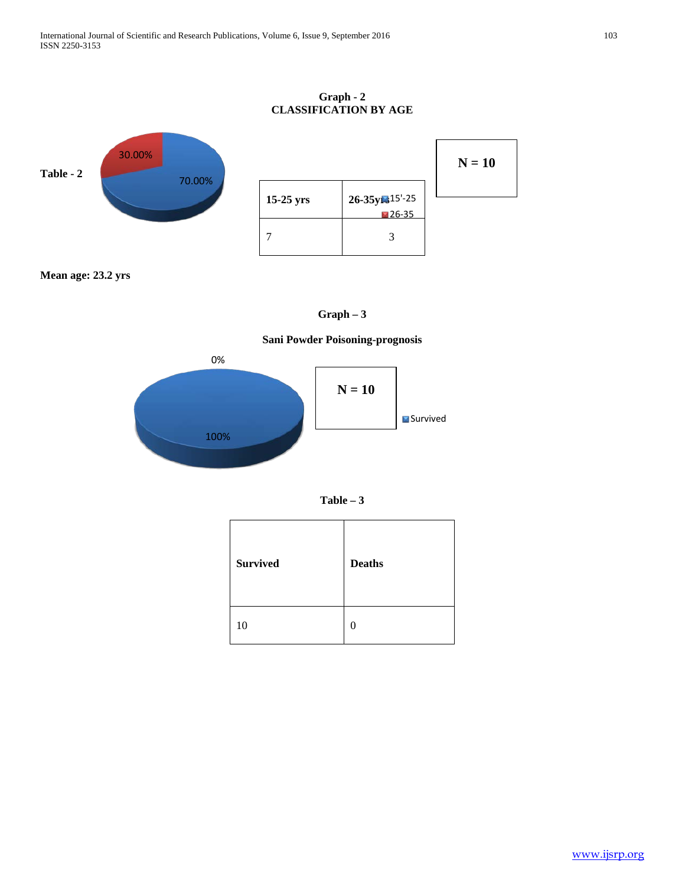**Graph - 2**
**CLASSIFICATION BY AGE**

30.00%

70.00%

**Table - 2**

| 15-25 yrs | 26-35yrs |
|---|---|
| 7 | 3 |

15'-25
26-35

**N = 10**

**Mean age: 23.2 yrs**

**Graph – 3**

**Sani Powder Poisoning-prognosis**

0%

100%

**N = 10**

Survived

**Table – 3**

| Survived | Deaths |
|---|---|
| 10 | 0 |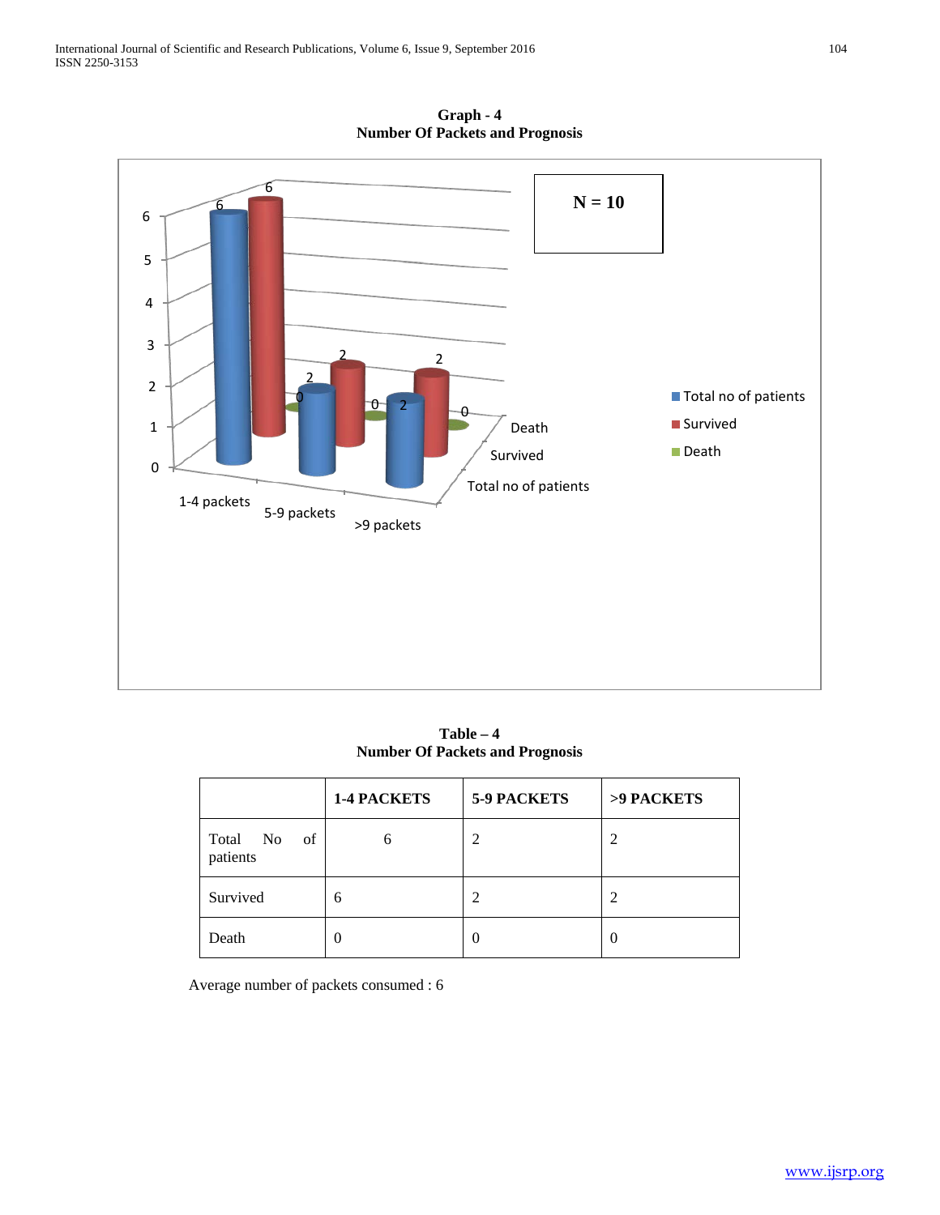**Graph - 4**
**Number Of Packets and Prognosis**

**Table – 4**
**Number Of Packets and Prognosis**

| | 1-4 PACKETS | 5-9 PACKETS | >9 PACKETS |
|---|---|---|---|
| Total No of patients | 6 | 2 | 2 |
| Survived | 6 | 2 | 2 |
| Death | 0 | 0 | 0 |

Average number of packets consumed : 6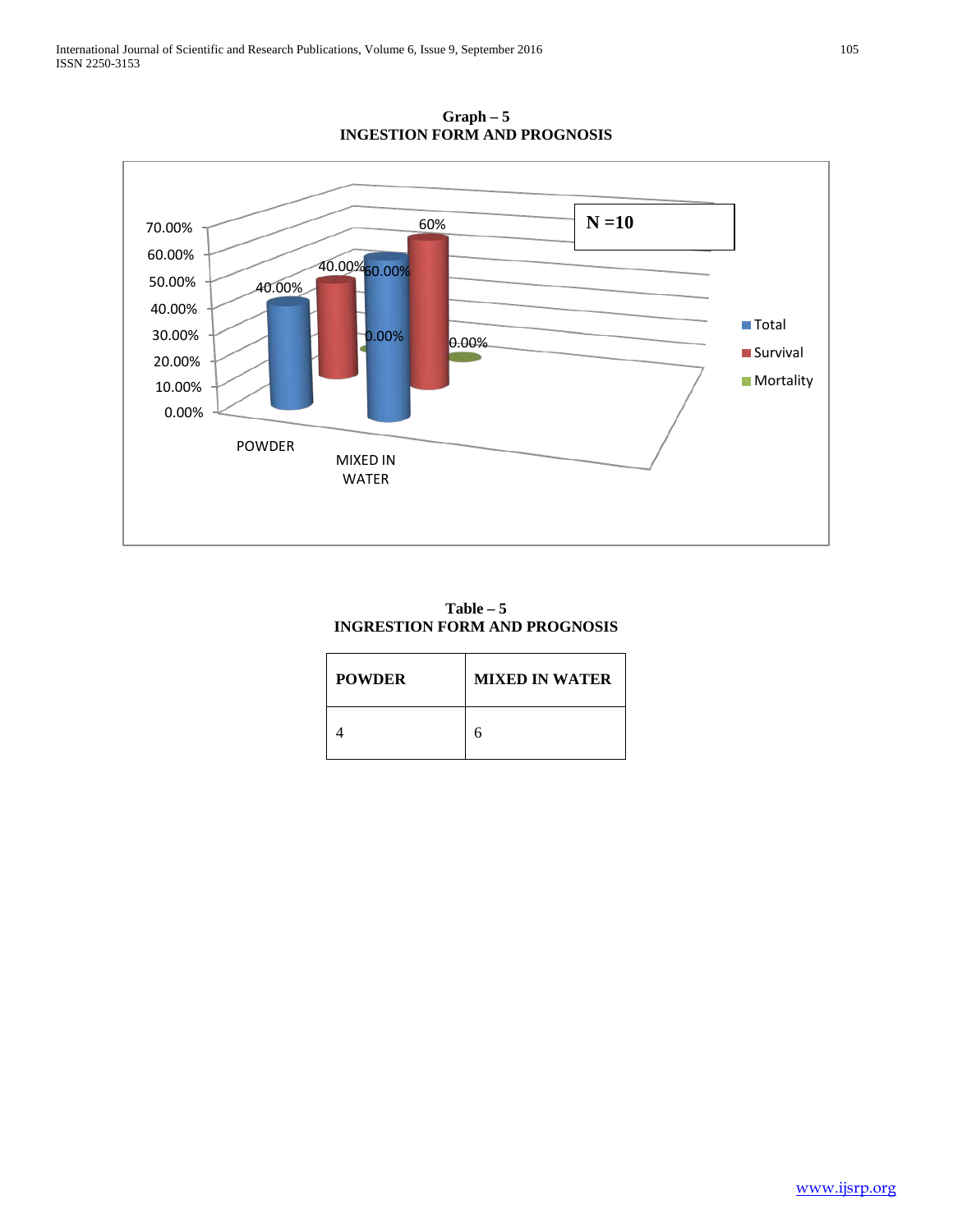**Graph – 5**
**INGESTION FORM AND PROGNOSIS**

**Table – 5**
**INGRESTION FORM AND PROGNOSIS**

| POWDER | MIXED IN WATER |
|---|---|
| 4 | 6 |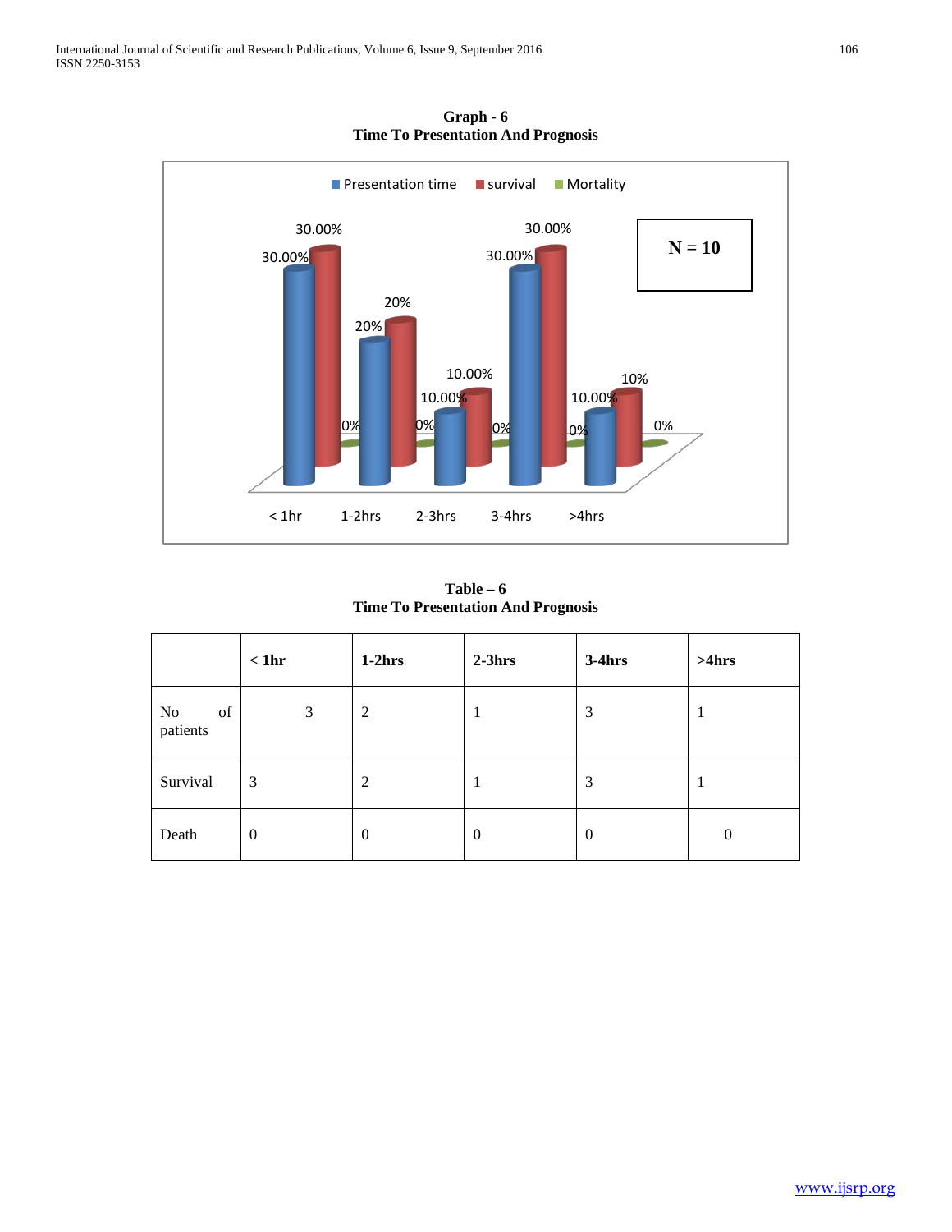**Graph - 6**
**Time To Presentation And Prognosis**

**Table – 6**
**Time To Presentation And Prognosis**

| | < 1hr | 1-2hrs | 2-3hrs | 3-4hrs | >4hrs |
|---|---|---|---|---|---|
| No of patients | 3 | 2 | 1 | 3 | 1 |
| Survival | 3 | 2 | 1 | 3 | 1 |
| Death | 0 | 0 | 0 | 0 | 0 |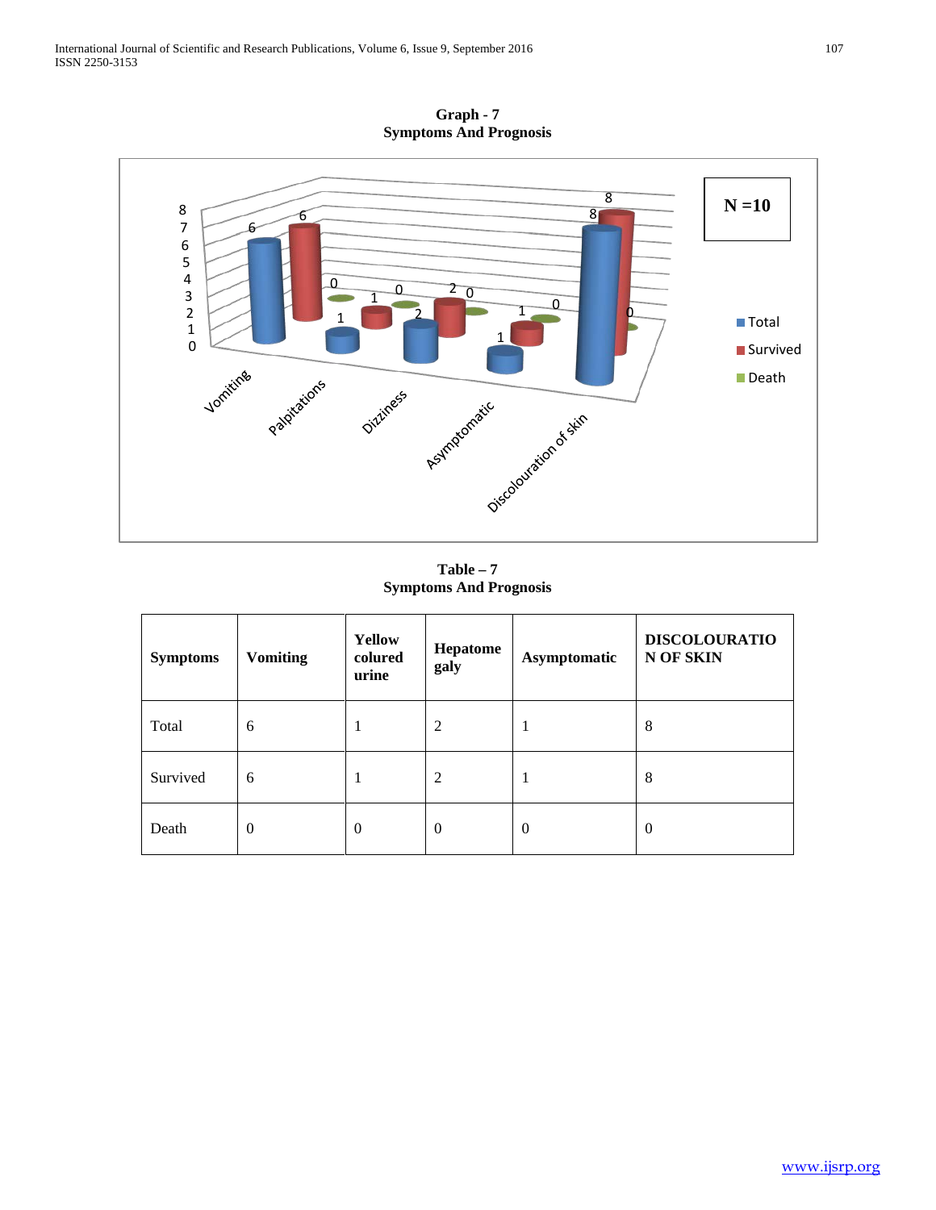**Graph - 7**
**Symptoms And Prognosis**

**Table – 7**
**Symptoms And Prognosis**

| Symptoms | Vomiting | Yellow colured urine | Hepatome galy | Asymptomatic | DISCOLOURATION OF SKIN |
|---|---|---|---|---|---|
| Total | 6 | 1 | 2 | 1 | 8 |
| Survived | 6 | 1 | 2 | 1 | 8 |
| Death | 0 | 0 | 0 | 0 | 0 |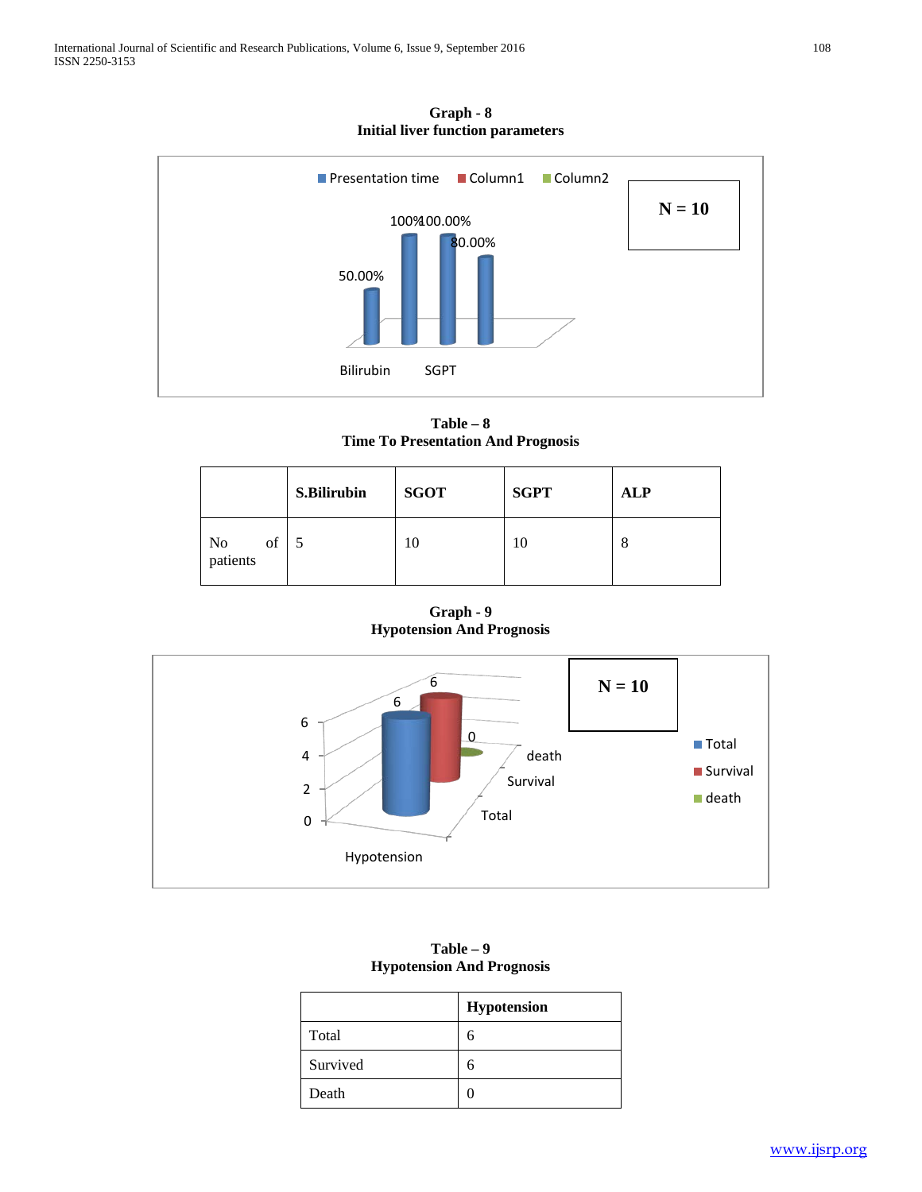**Graph - 8**
**Initial liver function parameters**

Presentation time | Column1 | Column2

N = 10

50.00% 100% 100.00% 80.00%

Bilirubin SGPT

**Table – 8**
**Time To Presentation And Prognosis**

| | S.Bilirubin | SGOT | SGPT | ALP |
|---|---|---|---|---|
| No of patients | 5 | 10 | 10 | 8 |

**Graph - 9**
**Hypotension And Prognosis**

N = 10

Total | Survival | death

Hypotension: Total 6, Survival 6, death 0

**Table – 9**
**Hypotension And Prognosis**

| | Hypotension |
|---|---|
| Total | 6 |
| Survived | 6 |
| Death | 0 |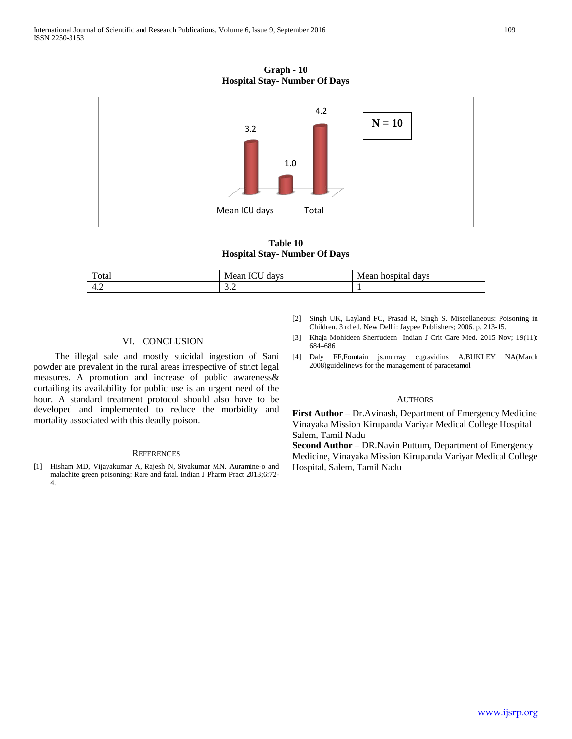**Graph - 10**
**Hospital Stay- Number Of Days**

3.2

1.0

4.2

N = 10

Mean ICU days

Total

**Table 10**
**Hospital Stay- Number Of Days**

| Total | Mean ICU days | Mean hospital days |
|---|---|---|
| 4.2 | 3.2 | 1 |

## VI. CONCLUSION

The illegal sale and mostly suicidal ingestion of Sani powder are prevalent in the rural areas irrespective of strict legal measures. A promotion and increase of public awareness& curtailing its availability for public use is an urgent need of the hour. A standard treatment protocol should also have to be developed and implemented to reduce the morbidity and mortality associated with this deadly poison.

## REFERENCES

[1] Hisham MD, Vijayakumar A, Rajesh N, Sivakumar MN. Auramine-o and malachite green poisoning: Rare and fatal. Indian J Pharm Pract 2013;6:72-4.

[2] Singh UK, Layland FC, Prasad R, Singh S. Miscellaneous: Poisoning in Children. 3 rd ed. New Delhi: Jaypee Publishers; 2006. p. 213-15.

[3] Khaja Mohideen Sherfudeen Indian J Crit Care Med. 2015 Nov; 19(11): 684–686

[4] Daly FF,Fomtain js,murray c,gravidins A,BUKLEY NA(March 2008)guidelinews for the management of paracetamol

## AUTHORS

**First Author** – Dr.Avinash, Department of Emergency Medicine Vinayaka Mission Kirupanda Variyar Medical College Hospital Salem, Tamil Nadu

**Second Author** – DR.Navin Puttum, Department of Emergency Medicine, Vinayaka Mission Kirupanda Variyar Medical College Hospital, Salem, Tamil Nadu